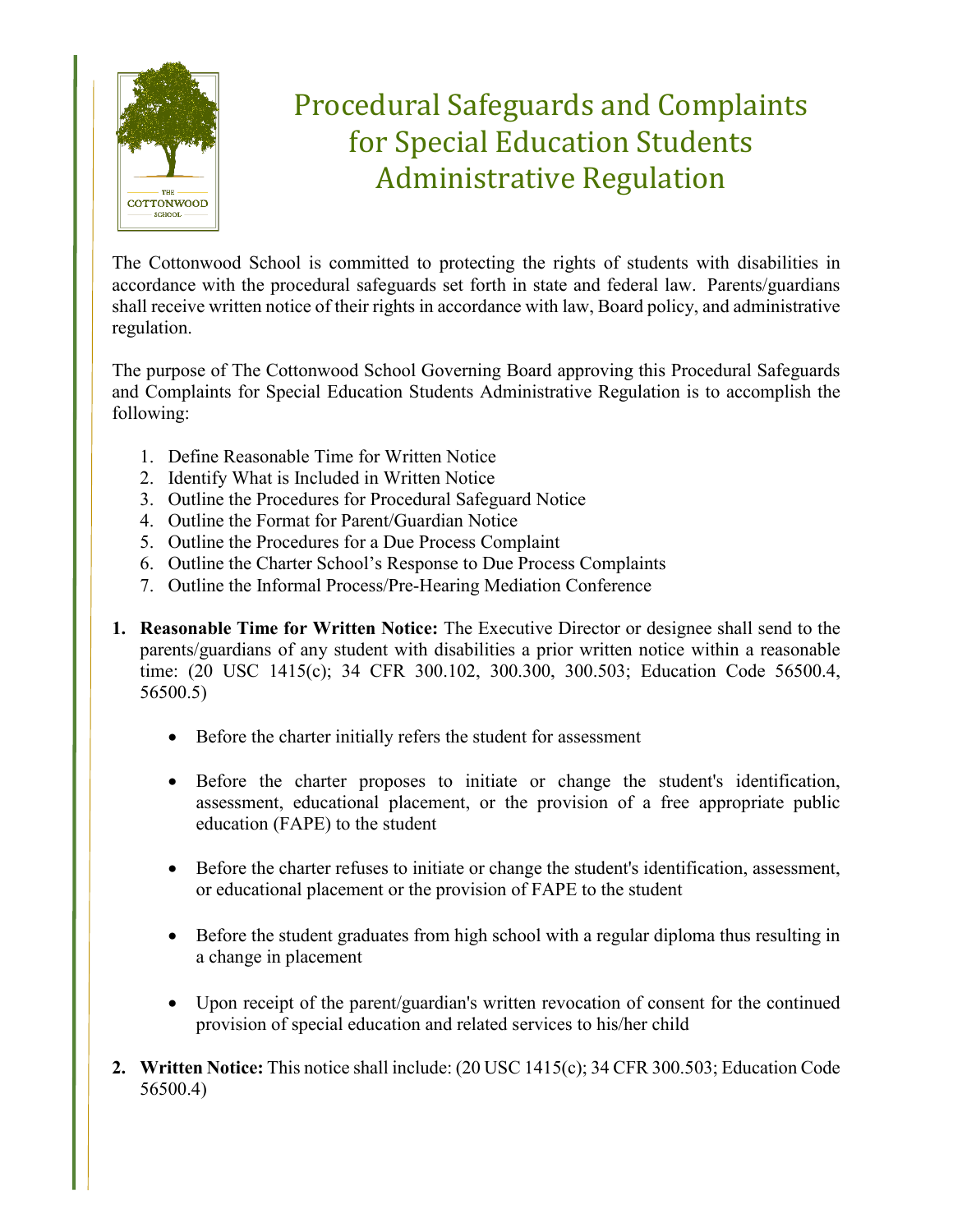# Procedural Safeguards and Complaints for Special Education Students Administrative Regulation

The Cottonwood School is committed to protecting the rights of students with disabilities in accordance with the procedural safeguards set forth in state and federal law. Parents/guardians shall receive written notice of their rights in accordance with law, Board policy, and administrative regulation.

The purpose of The Cottonwood School Governing Board approving this Procedural Safeguards and Complaints for Special Education Students Administrative Regulation is to accomplish the following:

1. Define Reasonable Time for Written Notice
2. Identify What is Included in Written Notice
3. Outline the Procedures for Procedural Safeguard Notice
4. Outline the Format for Parent/Guardian Notice
5. Outline the Procedures for a Due Process Complaint
6. Outline the Charter School's Response to Due Process Complaints
7. Outline the Informal Process/Pre-Hearing Mediation Conference

1. **Reasonable Time for Written Notice:** The Executive Director or designee shall send to the parents/guardians of any student with disabilities a prior written notice within a reasonable time: (20 USC 1415(c); 34 CFR 300.102, 300.300, 300.503; Education Code 56500.4, 56500.5)

    - Before the charter initially refers the student for assessment
    - Before the charter proposes to initiate or change the student's identification, assessment, educational placement, or the provision of a free appropriate public education (FAPE) to the student
    - Before the charter refuses to initiate or change the student's identification, assessment, or educational placement or the provision of FAPE to the student
    - Before the student graduates from high school with a regular diploma thus resulting in a change in placement
    - Upon receipt of the parent/guardian's written revocation of consent for the continued provision of special education and related services to his/her child

2. **Written Notice:** This notice shall include: (20 USC 1415(c); 34 CFR 300.503; Education Code 56500.4)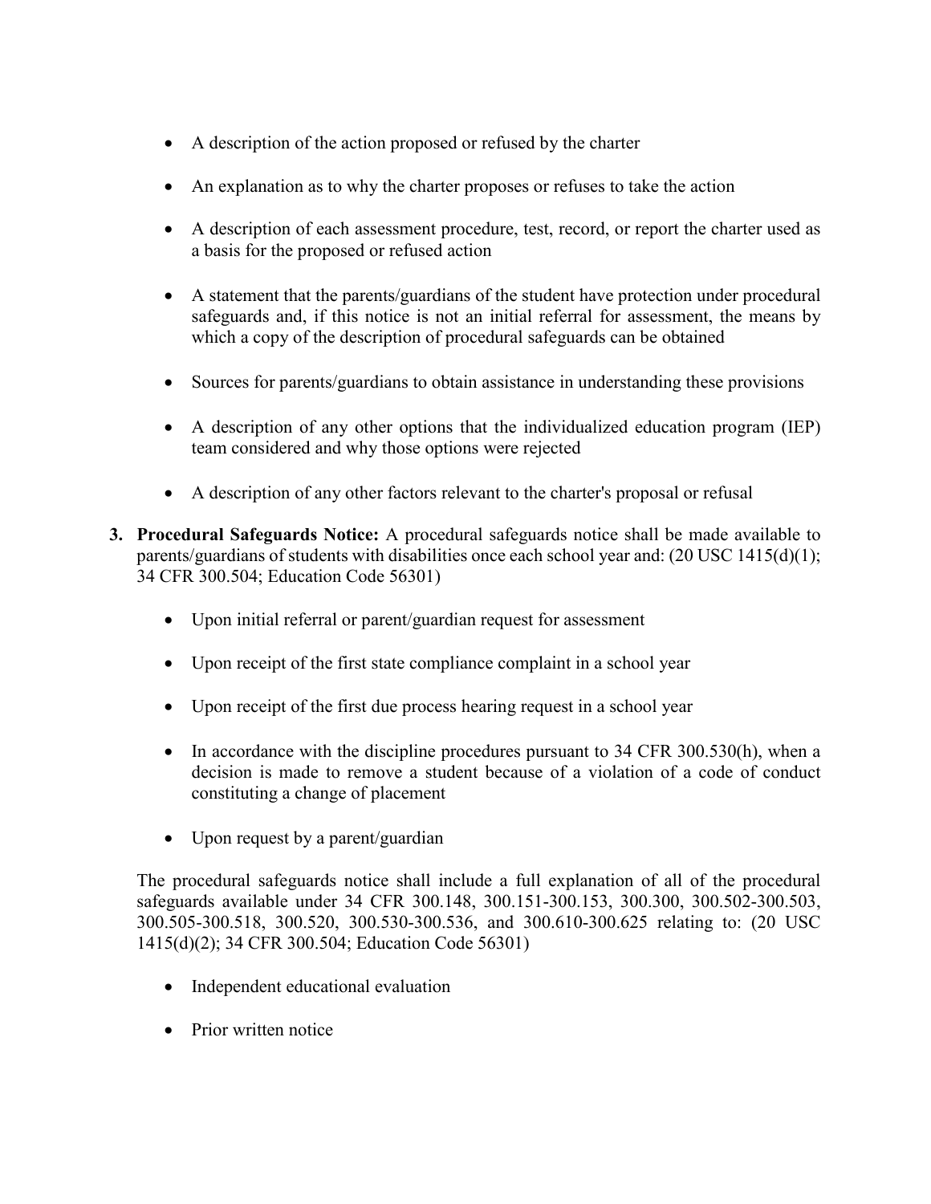- A description of the action proposed or refused by the charter
- An explanation as to why the charter proposes or refuses to take the action
- A description of each assessment procedure, test, record, or report the charter used as a basis for the proposed or refused action
- A statement that the parents/guardians of the student have protection under procedural safeguards and, if this notice is not an initial referral for assessment, the means by which a copy of the description of procedural safeguards can be obtained
- Sources for parents/guardians to obtain assistance in understanding these provisions
- A description of any other options that the individualized education program (IEP) team considered and why those options were rejected
- A description of any other factors relevant to the charter's proposal or refusal

3. **Procedural Safeguards Notice:** A procedural safeguards notice shall be made available to parents/guardians of students with disabilities once each school year and: (20 USC 1415(d)(1); 34 CFR 300.504; Education Code 56301)

   - Upon initial referral or parent/guardian request for assessment
   - Upon receipt of the first state compliance complaint in a school year
   - Upon receipt of the first due process hearing request in a school year
   - In accordance with the discipline procedures pursuant to 34 CFR 300.530(h), when a decision is made to remove a student because of a violation of a code of conduct constituting a change of placement
   - Upon request by a parent/guardian

   The procedural safeguards notice shall include a full explanation of all of the procedural safeguards available under 34 CFR 300.148, 300.151-300.153, 300.300, 300.502-300.503, 300.505-300.518, 300.520, 300.530-300.536, and 300.610-300.625 relating to: (20 USC 1415(d)(2); 34 CFR 300.504; Education Code 56301)

   - Independent educational evaluation
   - Prior written notice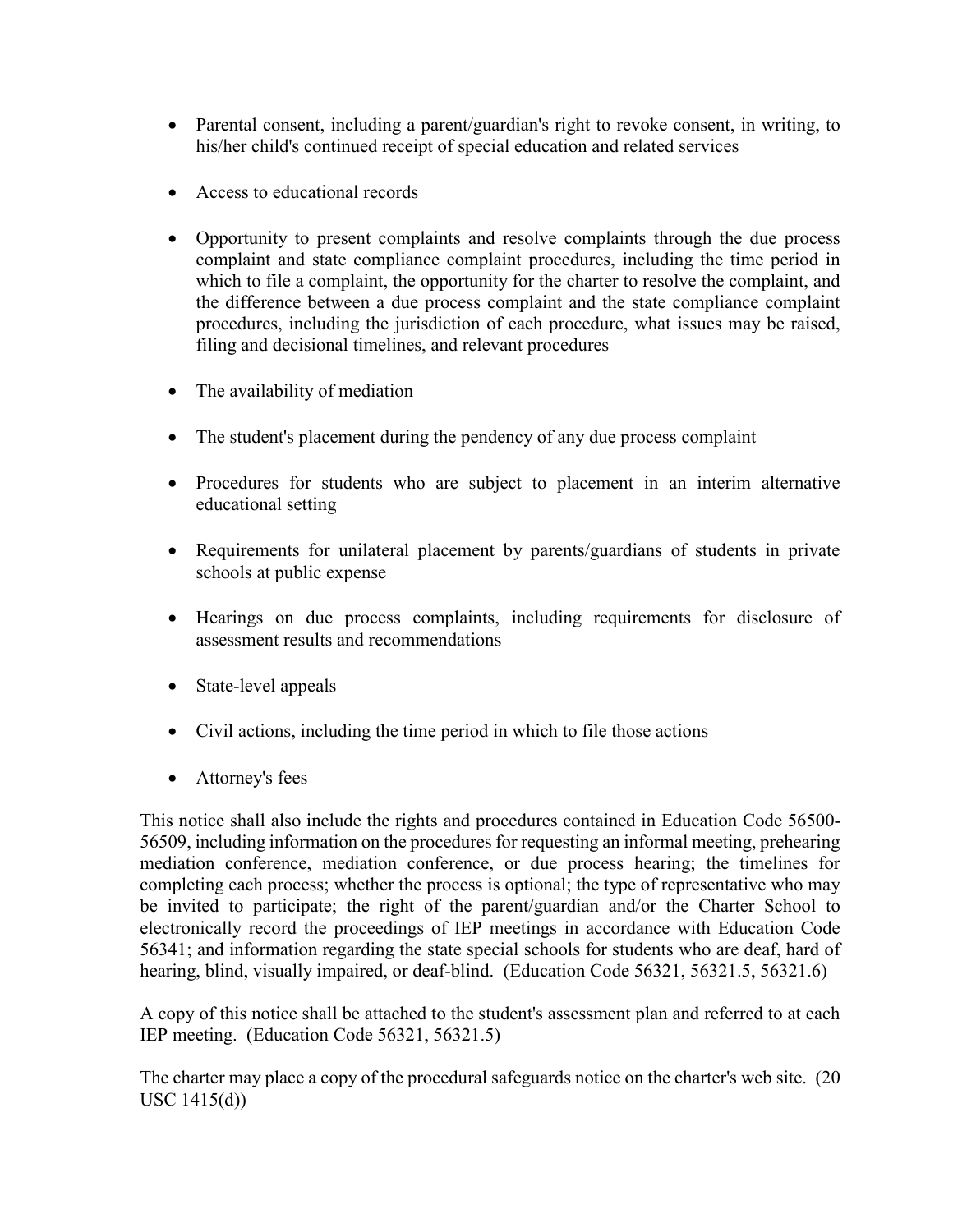- Parental consent, including a parent/guardian's right to revoke consent, in writing, to his/her child's continued receipt of special education and related services

- Access to educational records

- Opportunity to present complaints and resolve complaints through the due process complaint and state compliance complaint procedures, including the time period in which to file a complaint, the opportunity for the charter to resolve the complaint, and the difference between a due process complaint and the state compliance complaint procedures, including the jurisdiction of each procedure, what issues may be raised, filing and decisional timelines, and relevant procedures

- The availability of mediation

- The student's placement during the pendency of any due process complaint

- Procedures for students who are subject to placement in an interim alternative educational setting

- Requirements for unilateral placement by parents/guardians of students in private schools at public expense

- Hearings on due process complaints, including requirements for disclosure of assessment results and recommendations

- State-level appeals

- Civil actions, including the time period in which to file those actions

- Attorney's fees

This notice shall also include the rights and procedures contained in Education Code 56500-56509, including information on the procedures for requesting an informal meeting, prehearing mediation conference, mediation conference, or due process hearing; the timelines for completing each process; whether the process is optional; the type of representative who may be invited to participate; the right of the parent/guardian and/or the Charter School to electronically record the proceedings of IEP meetings in accordance with Education Code 56341; and information regarding the state special schools for students who are deaf, hard of hearing, blind, visually impaired, or deaf-blind. (Education Code 56321, 56321.5, 56321.6)

A copy of this notice shall be attached to the student's assessment plan and referred to at each IEP meeting. (Education Code 56321, 56321.5)

The charter may place a copy of the procedural safeguards notice on the charter's web site. (20 USC 1415(d))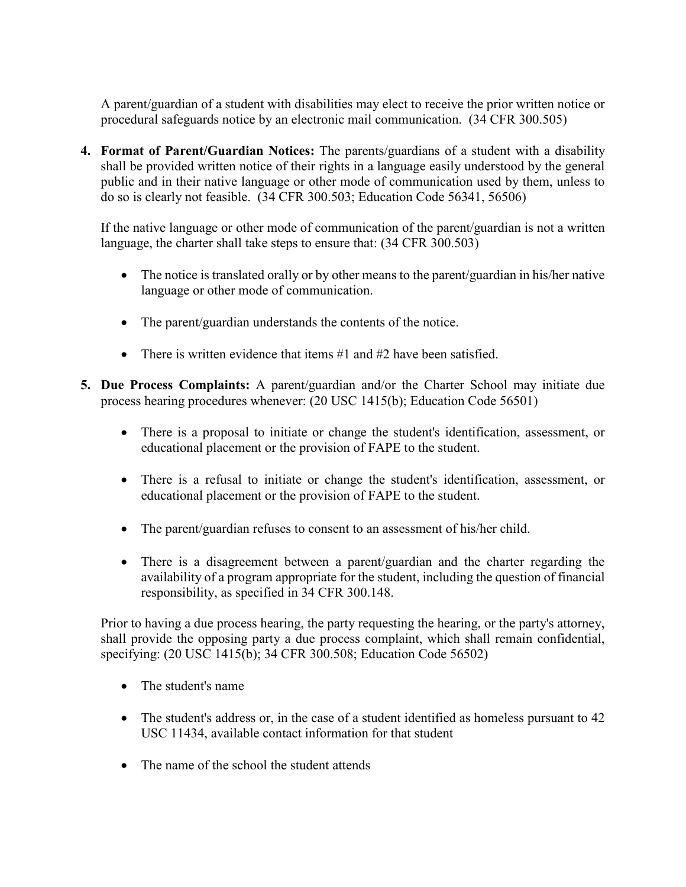A parent/guardian of a student with disabilities may elect to receive the prior written notice or procedural safeguards notice by an electronic mail communication.  (34 CFR 300.505)

4. **Format of Parent/Guardian Notices:** The parents/guardians of a student with a disability shall be provided written notice of their rights in a language easily understood by the general public and in their native language or other mode of communication used by them, unless to do so is clearly not feasible.  (34 CFR 300.503; Education Code 56341, 56506)

   If the native language or other mode of communication of the parent/guardian is not a written language, the charter shall take steps to ensure that: (34 CFR 300.503)

   - The notice is translated orally or by other means to the parent/guardian in his/her native language or other mode of communication.
   - The parent/guardian understands the contents of the notice.
   - There is written evidence that items #1 and #2 have been satisfied.

5. **Due Process Complaints:** A parent/guardian and/or the Charter School may initiate due process hearing procedures whenever: (20 USC 1415(b); Education Code 56501)

   - There is a proposal to initiate or change the student's identification, assessment, or educational placement or the provision of FAPE to the student.
   - There is a refusal to initiate or change the student's identification, assessment, or educational placement or the provision of FAPE to the student.
   - The parent/guardian refuses to consent to an assessment of his/her child.
   - There is a disagreement between a parent/guardian and the charter regarding the availability of a program appropriate for the student, including the question of financial responsibility, as specified in 34 CFR 300.148.

   Prior to having a due process hearing, the party requesting the hearing, or the party's attorney, shall provide the opposing party a due process complaint, which shall remain confidential, specifying: (20 USC 1415(b); 34 CFR 300.508; Education Code 56502)

   - The student's name
   - The student's address or, in the case of a student identified as homeless pursuant to 42 USC 11434, available contact information for that student
   - The name of the school the student attends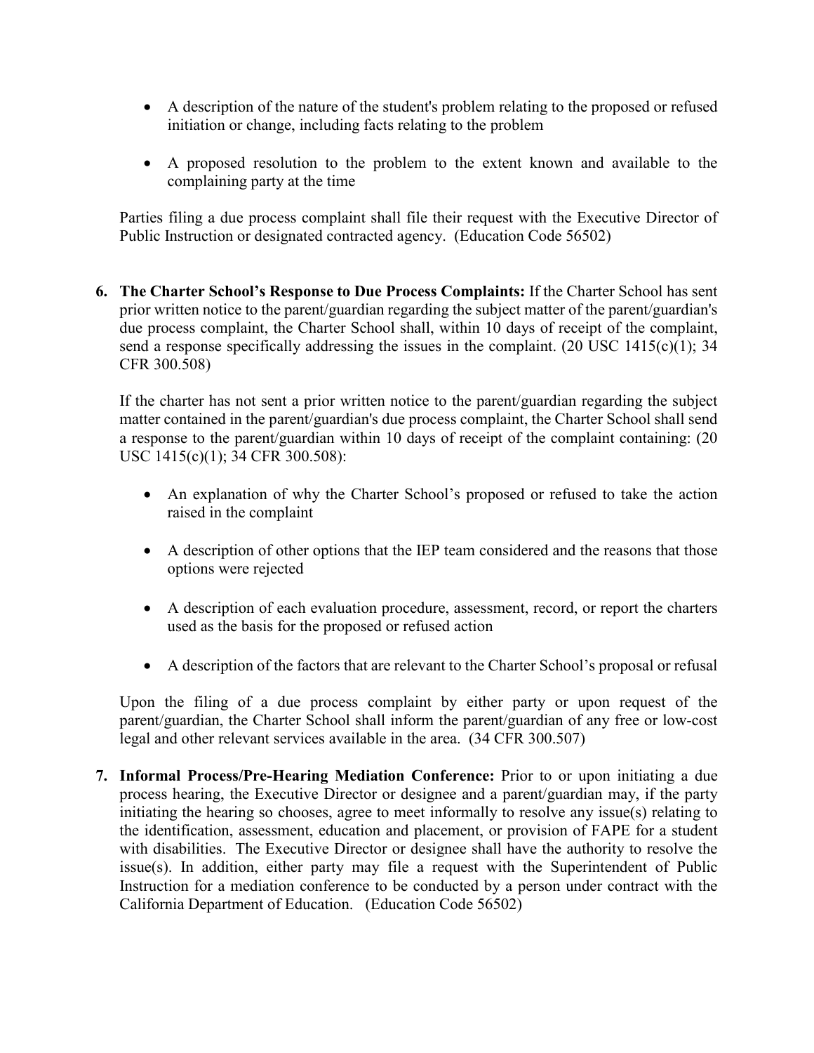- A description of the nature of the student's problem relating to the proposed or refused initiation or change, including facts relating to the problem

- A proposed resolution to the problem to the extent known and available to the complaining party at the time

Parties filing a due process complaint shall file their request with the Executive Director of Public Instruction or designated contracted agency. (Education Code 56502)

6. **The Charter School's Response to Due Process Complaints:** If the Charter School has sent prior written notice to the parent/guardian regarding the subject matter of the parent/guardian's due process complaint, the Charter School shall, within 10 days of receipt of the complaint, send a response specifically addressing the issues in the complaint. (20 USC 1415(c)(1); 34 CFR 300.508)

   If the charter has not sent a prior written notice to the parent/guardian regarding the subject matter contained in the parent/guardian's due process complaint, the Charter School shall send a response to the parent/guardian within 10 days of receipt of the complaint containing: (20 USC 1415(c)(1); 34 CFR 300.508):

   - An explanation of why the Charter School's proposed or refused to take the action raised in the complaint

   - A description of other options that the IEP team considered and the reasons that those options were rejected

   - A description of each evaluation procedure, assessment, record, or report the charters used as the basis for the proposed or refused action

   - A description of the factors that are relevant to the Charter School's proposal or refusal

   Upon the filing of a due process complaint by either party or upon request of the parent/guardian, the Charter School shall inform the parent/guardian of any free or low-cost legal and other relevant services available in the area. (34 CFR 300.507)

7. **Informal Process/Pre-Hearing Mediation Conference:** Prior to or upon initiating a due process hearing, the Executive Director or designee and a parent/guardian may, if the party initiating the hearing so chooses, agree to meet informally to resolve any issue(s) relating to the identification, assessment, education and placement, or provision of FAPE for a student with disabilities. The Executive Director or designee shall have the authority to resolve the issue(s). In addition, either party may file a request with the Superintendent of Public Instruction for a mediation conference to be conducted by a person under contract with the California Department of Education. (Education Code 56502)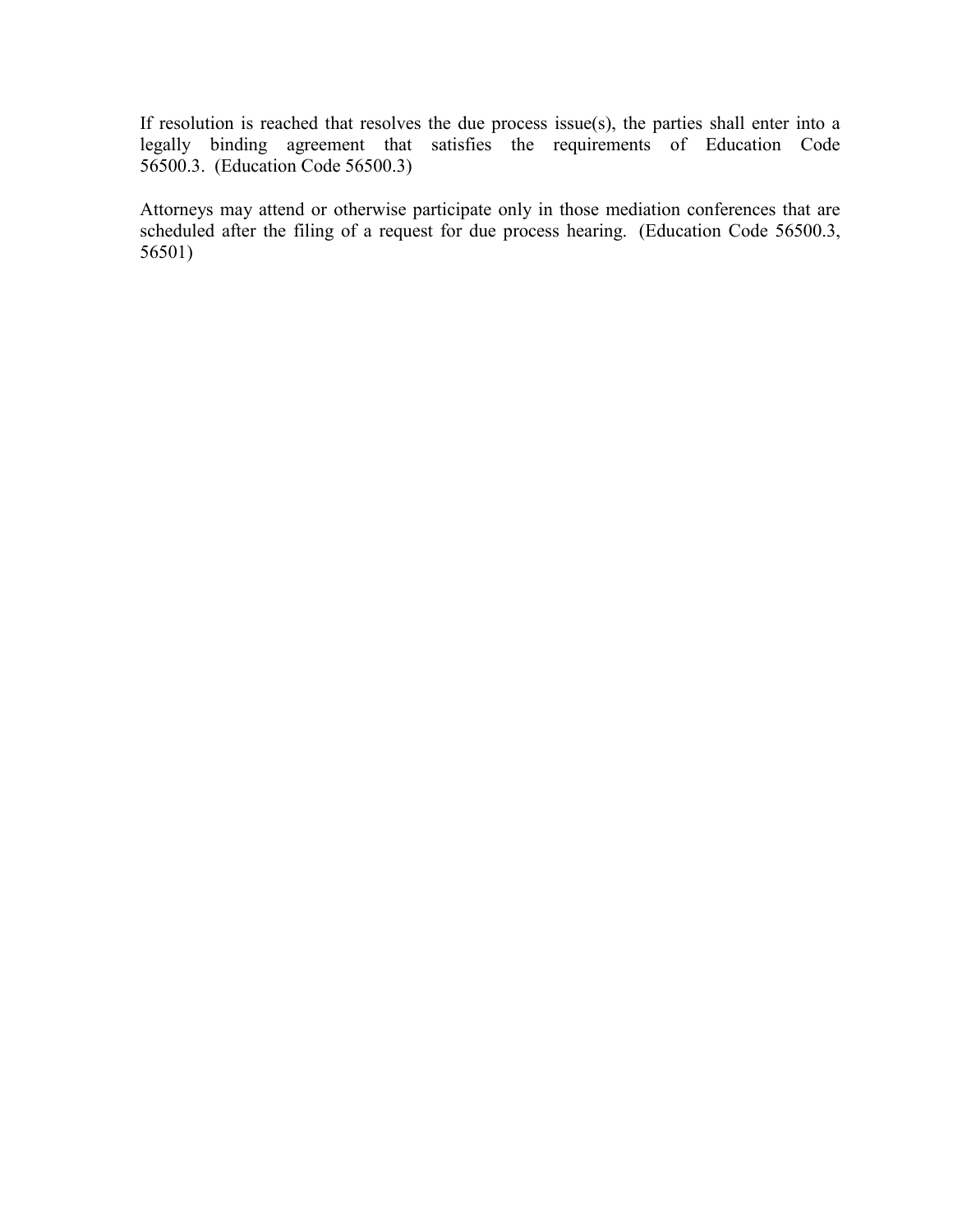If resolution is reached that resolves the due process issue(s), the parties shall enter into a legally binding agreement that satisfies the requirements of Education Code 56500.3. (Education Code 56500.3)

Attorneys may attend or otherwise participate only in those mediation conferences that are scheduled after the filing of a request for due process hearing. (Education Code 56500.3, 56501)